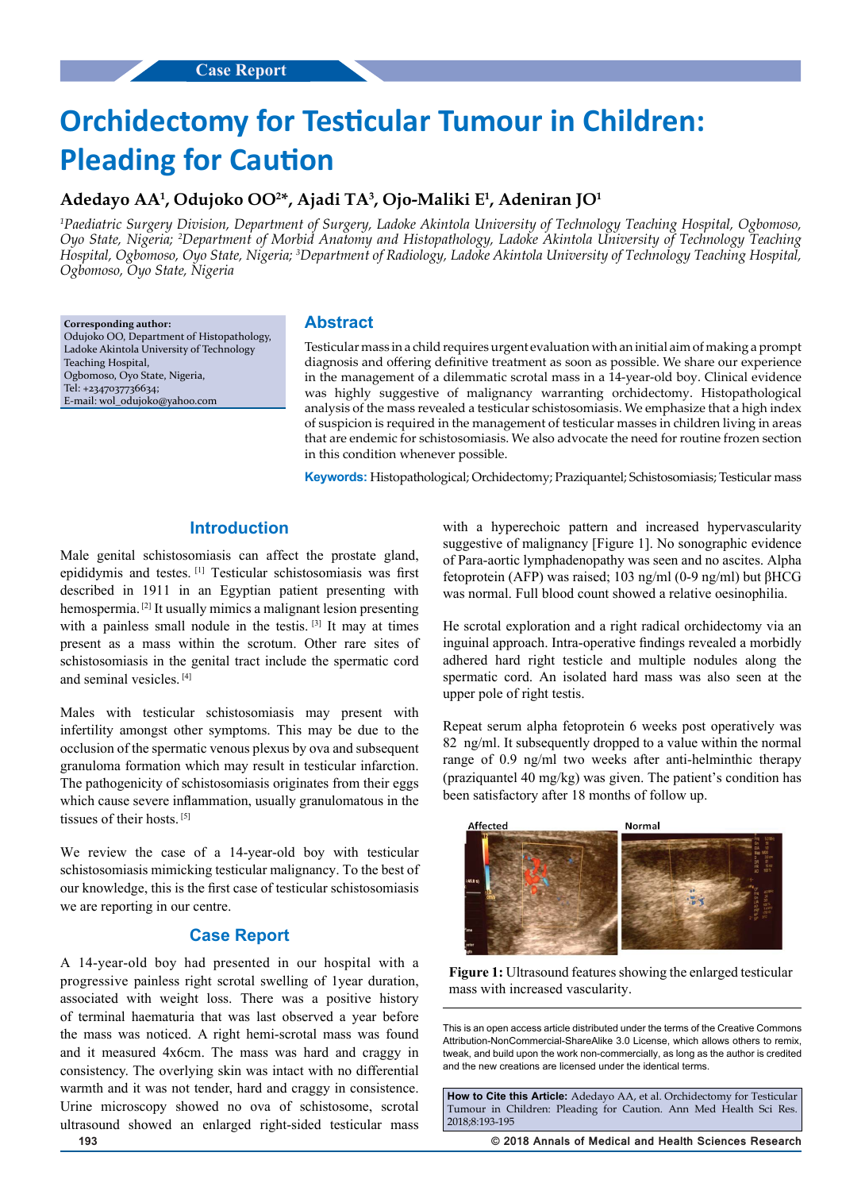Case Report

# Orchidectomy for Testicular Tumour in Children: Pleading for Caution

**Adedayo AA[1], Odujoko OO[2]*, Ajadi TA[3], Ojo-Maliki E[1], Adeniran JO[1]**

*[1]Paediatric Surgery Division, Department of Surgery, Ladoke Akintola University of Technology Teaching Hospital, Ogbomoso, Oyo State, Nigeria; [2]Department of Morbid Anatomy and Histopathology, Ladoke Akintola University of Technology Teaching Hospital, Ogbomoso, Oyo State, Nigeria; [3]Department of Radiology, Ladoke Akintola University of Technology Teaching Hospital, Ogbomoso, Oyo State, Nigeria*

**Corresponding author:**
Odujoko OO, Department of Histopathology, Ladoke Akintola University of Technology Teaching Hospital,
Ogbomoso, Oyo State, Nigeria,
Tel: +2347037736634;
E-mail: wol_odujoko@yahoo.com

## Abstract

Testicular mass in a child requires urgent evaluation with an initial aim of making a prompt diagnosis and offering definitive treatment as soon as possible. We share our experience in the management of a dilemmatic scrotal mass in a 14-year-old boy. Clinical evidence was highly suggestive of malignancy warranting orchidectomy. Histopathological analysis of the mass revealed a testicular schistosomiasis. We emphasize that a high index of suspicion is required in the management of testicular masses in children living in areas that are endemic for schistosomiasis. We also advocate the need for routine frozen section in this condition whenever possible.

**Keywords:** Histopathological; Orchidectomy; Praziquantel; Schistosomiasis; Testicular mass

## Introduction

Male genital schistosomiasis can affect the prostate gland, epididymis and testes. [1] Testicular schistosomiasis was first described in 1911 in an Egyptian patient presenting with hemospermia. [2] It usually mimics a malignant lesion presenting with a painless small nodule in the testis. [3] It may at times present as a mass within the scrotum. Other rare sites of schistosomiasis in the genital tract include the spermatic cord and seminal vesicles. [4]

Males with testicular schistosomiasis may present with infertility amongst other symptoms. This may be due to the occlusion of the spermatic venous plexus by ova and subsequent granuloma formation which may result in testicular infarction. The pathogenicity of schistosomiasis originates from their eggs which cause severe inflammation, usually granulomatous in the tissues of their hosts. [5]

We review the case of a 14-year-old boy with testicular schistosomiasis mimicking testicular malignancy. To the best of our knowledge, this is the first case of testicular schistosomiasis we are reporting in our centre.

## Case Report

A 14-year-old boy had presented in our hospital with a progressive painless right scrotal swelling of 1year duration, associated with weight loss. There was a positive history of terminal haematuria that was last observed a year before the mass was noticed. A right hemi-scrotal mass was found and it measured 4x6cm. The mass was hard and craggy in consistency. The overlying skin was intact with no differential warmth and it was not tender, hard and craggy in consistence. Urine microscopy showed no ova of schistosome, scrotal ultrasound showed an enlarged right-sided testicular mass with a hyperechoic pattern and increased hypervascularity suggestive of malignancy [Figure 1]. No sonographic evidence of Para-aortic lymphadenopathy was seen and no ascites. Alpha fetoprotein (AFP) was raised; 103 ng/ml (0-9 ng/ml) but βHCG was normal. Full blood count showed a relative oesinophilia.

He scrotal exploration and a right radical orchidectomy via an inguinal approach. Intra-operative findings revealed a morbidly adhered hard right testicle and multiple nodules along the spermatic cord. An isolated hard mass was also seen at the upper pole of right testis.

Repeat serum alpha fetoprotein 6 weeks post operatively was 82 ng/ml. It subsequently dropped to a value within the normal range of 0.9 ng/ml two weeks after anti-helminthic therapy (praziquantel 40 mg/kg) was given. The patient's condition has been satisfactory after 18 months of follow up.

**Figure 1:** Ultrasound features showing the enlarged testicular mass with increased vascularity.

This is an open access article distributed under the terms of the Creative Commons Attribution-NonCommercial-ShareAlike 3.0 License, which allows others to remix, tweak, and build upon the work non-commercially, as long as the author is credited and the new creations are licensed under the identical terms.

**How to Cite this Article:** Adedayo AA, et al. Orchidectomy for Testicular Tumour in Children: Pleading for Caution. Ann Med Health Sci Res. 2018;8:193-195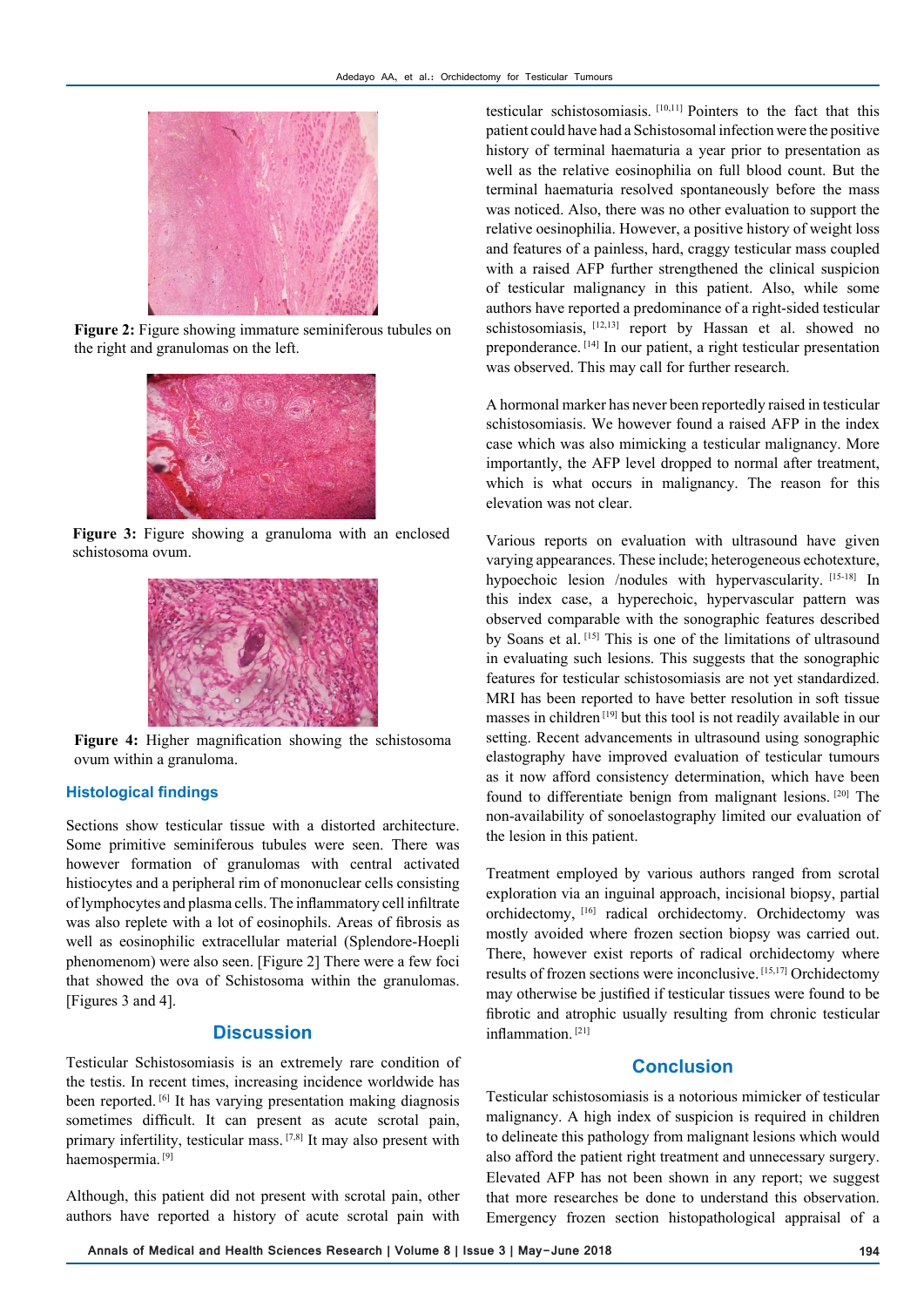**Figure 2:** Figure showing immature seminiferous tubules on the right and granulomas on the left.

**Figure 3:** Figure showing a granuloma with an enclosed schistosoma ovum.

**Figure 4:** Higher magnification showing the schistosoma ovum within a granuloma.

### Histological findings

Sections show testicular tissue with a distorted architecture. Some primitive seminiferous tubules were seen. There was however formation of granulomas with central activated histiocytes and a peripheral rim of mononuclear cells consisting of lymphocytes and plasma cells. The inflammatory cell infiltrate was also replete with a lot of eosinophils. Areas of fibrosis as well as eosinophilic extracellular material (Splendore-Hoepli phenomenom) were also seen. [Figure 2] There were a few foci that showed the ova of Schistosoma within the granulomas. [Figures 3 and 4].

## Discussion

Testicular Schistosomiasis is an extremely rare condition of the testis. In recent times, increasing incidence worldwide has been reported. [6] It has varying presentation making diagnosis sometimes difficult. It can present as acute scrotal pain, primary infertility, testicular mass. [7,8] It may also present with haemospermia. [9]

Although, this patient did not present with scrotal pain, other authors have reported a history of acute scrotal pain with testicular schistosomiasis. [10,11] Pointers to the fact that this patient could have had a Schistosomal infection were the positive history of terminal haematuria a year prior to presentation as well as the relative eosinophilia on full blood count. But the terminal haematuria resolved spontaneously before the mass was noticed. Also, there was no other evaluation to support the relative oesinophilia. However, a positive history of weight loss and features of a painless, hard, craggy testicular mass coupled with a raised AFP further strengthened the clinical suspicion of testicular malignancy in this patient. Also, while some authors have reported a predominance of a right-sided testicular schistosomiasis, [12,13] report by Hassan et al. showed no preponderance. [14] In our patient, a right testicular presentation was observed. This may call for further research.

A hormonal marker has never been reportedly raised in testicular schistosomiasis. We however found a raised AFP in the index case which was also mimicking a testicular malignancy. More importantly, the AFP level dropped to normal after treatment, which is what occurs in malignancy. The reason for this elevation was not clear.

Various reports on evaluation with ultrasound have given varying appearances. These include; heterogeneous echotexture, hypoechoic lesion /nodules with hypervascularity. [15-18] In this index case, a hyperechoic, hypervascular pattern was observed comparable with the sonographic features described by Soans et al. [15] This is one of the limitations of ultrasound in evaluating such lesions. This suggests that the sonographic features for testicular schistosomiasis are not yet standardized. MRI has been reported to have better resolution in soft tissue masses in children [19] but this tool is not readily available in our setting. Recent advancements in ultrasound using sonographic elastography have improved evaluation of testicular tumours as it now afford consistency determination, which have been found to differentiate benign from malignant lesions. [20] The non-availability of sonoelastography limited our evaluation of the lesion in this patient.

Treatment employed by various authors ranged from scrotal exploration via an inguinal approach, incisional biopsy, partial orchidectomy, [16] radical orchidectomy. Orchidectomy was mostly avoided where frozen section biopsy was carried out. There, however exist reports of radical orchidectomy where results of frozen sections were inconclusive. [15,17] Orchidectomy may otherwise be justified if testicular tissues were found to be fibrotic and atrophic usually resulting from chronic testicular inflammation. [21]

## Conclusion

Testicular schistosomiasis is a notorious mimicker of testicular malignancy. A high index of suspicion is required in children to delineate this pathology from malignant lesions which would also afford the patient right treatment and unnecessary surgery. Elevated AFP has not been shown in any report; we suggest that more researches be done to understand this observation. Emergency frozen section histopathological appraisal of a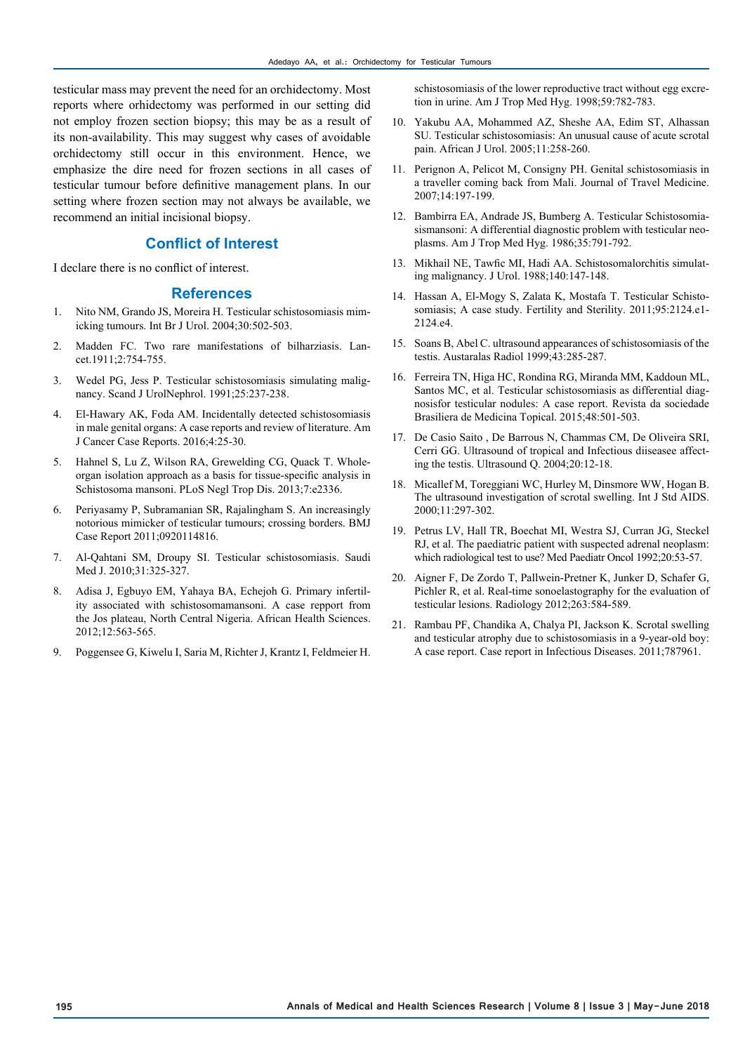testicular mass may prevent the need for an orchidectomy. Most reports where orhidectomy was performed in our setting did not employ frozen section biopsy; this may be as a result of its non-availability. This may suggest why cases of avoidable orchidectomy still occur in this environment. Hence, we emphasize the dire need for frozen sections in all cases of testicular tumour before definitive management plans. In our setting where frozen section may not always be available, we recommend an initial incisional biopsy.

## Conflict of Interest

I declare there is no conflict of interest.

## References

1. Nito NM, Grando JS, Moreira H. Testicular schistosomiasis mimicking tumours. Int Br J Urol. 2004;30:502-503.
2. Madden FC. Two rare manifestations of bilharziasis. Lancet.1911;2:754-755.
3. Wedel PG, Jess P. Testicular schistosomiasis simulating malignancy. Scand J UrolNephrol. 1991;25:237-238.
4. El-Hawary AK, Foda AM. Incidentally detected schistosomiasis in male genital organs: A case reports and review of literature. Am J Cancer Case Reports. 2016;4:25-30.
5. Hahnel S, Lu Z, Wilson RA, Grewelding CG, Quack T. Whole-organ isolation approach as a basis for tissue-specific analysis in Schistosoma mansoni. PLoS Negl Trop Dis. 2013;7:e2336.
6. Periyasamy P, Subramanian SR, Rajalingham S. An increasingly notorious mimicker of testicular tumours; crossing borders. BMJ Case Report 2011;0920114816.
7. Al-Qahtani SM, Droupy SI. Testicular schistosomiasis. Saudi Med J. 2010;31:325-327.
8. Adisa J, Egbuyo EM, Yahaya BA, Echejoh G. Primary infertility associated with schistosomamansoni. A case repport from the Jos plateau, North Central Nigeria. African Health Sciences. 2012;12:563-565.
9. Poggensee G, Kiwelu I, Saria M, Richter J, Krantz I, Feldmeier H. schistosomiasis of the lower reproductive tract without egg excretion in urine. Am J Trop Med Hyg. 1998;59:782-783.
10. Yakubu AA, Mohammed AZ, Sheshe AA, Edim ST, Alhassan SU. Testicular schistosomiasis: An unusual cause of acute scrotal pain. African J Urol. 2005;11:258-260.
11. Perignon A, Pelicot M, Consigny PH. Genital schistosomiasis in a traveller coming back from Mali. Journal of Travel Medicine. 2007;14:197-199.
12. Bambirra EA, Andrade JS, Bumberg A. Testicular Schistosomiasismansoni: A differential diagnostic problem with testicular neoplasms. Am J Trop Med Hyg. 1986;35:791-792.
13. Mikhail NE, Tawfic MI, Hadi AA. Schistosomalorchitis simulating malignancy. J Urol. 1988;140:147-148.
14. Hassan A, El-Mogy S, Zalata K, Mostafa T. Testicular Schistosomiasis; A case study. Fertility and Sterility. 2011;95:2124.e1-2124.e4.
15. Soans B, Abel C. ultrasound appearances of schistosomiasis of the testis. Austaralas Radiol 1999;43:285-287.
16. Ferreira TN, Higa HC, Rondina RG, Miranda MM, Kaddoun ML, Santos MC, et al. Testicular schistosomiasis as differential diagnosisfor testicular nodules: A case report. Revista da sociedade Brasiliera de Medicina Topical. 2015;48:501-503.
17. De Casio Saito , De Barrous N, Chammas CM, De Oliveira SRI, Cerri GG. Ultrasound of tropical and Infectious diiseasee affecting the testis. Ultrasound Q. 2004;20:12-18.
18. Micallef M, Toreggiani WC, Hurley M, Dinsmore WW, Hogan B. The ultrasound investigation of scrotal swelling. Int J Std AIDS. 2000;11:297-302.
19. Petrus LV, Hall TR, Boechat MI, Westra SJ, Curran JG, Steckel RJ, et al. The paediatric patient with suspected adrenal neoplasm: which radiological test to use? Med Paediatr Oncol 1992;20:53-57.
20. Aigner F, De Zordo T, Pallwein-Pretner K, Junker D, Schafer G, Pichler R, et al. Real-time sonoelastography for the evaluation of testicular lesions. Radiology 2012;263:584-589.
21. Rambau PF, Chandika A, Chalya PI, Jackson K. Scrotal swelling and testicular atrophy due to schistosomiasis in a 9-year-old boy: A case report. Case report in Infectious Diseases. 2011;787961.